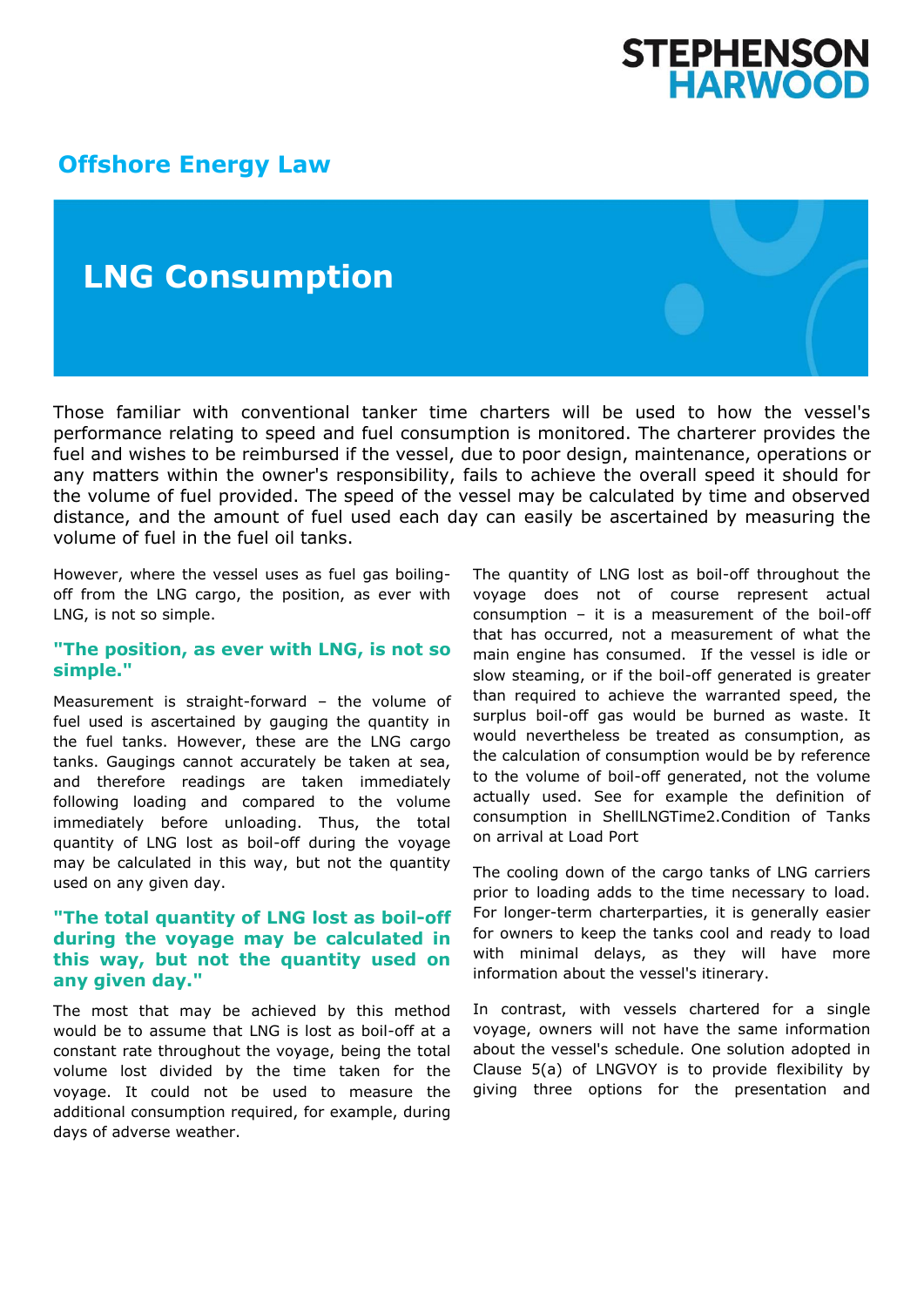# STEPHENSON HARWOOD

## Offshore Energy Law

# LNG Consumption

Those familiar with conventional tanker time charters will be used to how the vessel's performance relating to speed and fuel consumption is monitored. The charterer provides the fuel and wishes to be reimbursed if the vessel, due to poor design, maintenance, operations or any matters within the owner's responsibility, fails to achieve the overall speed it should for the volume of fuel provided. The speed of the vessel may be calculated by time and observed distance, and the amount of fuel used each day can easily be ascertained by measuring the volume of fuel in the fuel oil tanks.

However, where the vessel uses as fuel gas boiling-off from the LNG cargo, the position, as ever with LNG, is not so simple.

**"The position, as ever with LNG, is not so simple."**

Measurement is straight-forward – the volume of fuel used is ascertained by gauging the quantity in the fuel tanks. However, these are the LNG cargo tanks. Gaugings cannot accurately be taken at sea, and therefore readings are taken immediately following loading and compared to the volume immediately before unloading. Thus, the total quantity of LNG lost as boil-off during the voyage may be calculated in this way, but not the quantity used on any given day.

**"The total quantity of LNG lost as boil-off during the voyage may be calculated in this way, but not the quantity used on any given day."**

The most that may be achieved by this method would be to assume that LNG is lost as boil-off at a constant rate throughout the voyage, being the total volume lost divided by the time taken for the voyage. It could not be used to measure the additional consumption required, for example, during days of adverse weather.

The quantity of LNG lost as boil-off throughout the voyage does not of course represent actual consumption – it is a measurement of the boil-off that has occurred, not a measurement of what the main engine has consumed. If the vessel is idle or slow steaming, or if the boil-off generated is greater than required to achieve the warranted speed, the surplus boil-off gas would be burned as waste. It would nevertheless be treated as consumption, as the calculation of consumption would be by reference to the volume of boil-off generated, not the volume actually used. See for example the definition of consumption in ShellLNGTime2.Condition of Tanks on arrival at Load Port

The cooling down of the cargo tanks of LNG carriers prior to loading adds to the time necessary to load. For longer-term charterparties, it is generally easier for owners to keep the tanks cool and ready to load with minimal delays, as they will have more information about the vessel's itinerary.

In contrast, with vessels chartered for a single voyage, owners will not have the same information about the vessel's schedule. One solution adopted in Clause 5(a) of LNGVOY is to provide flexibility by giving three options for the presentation and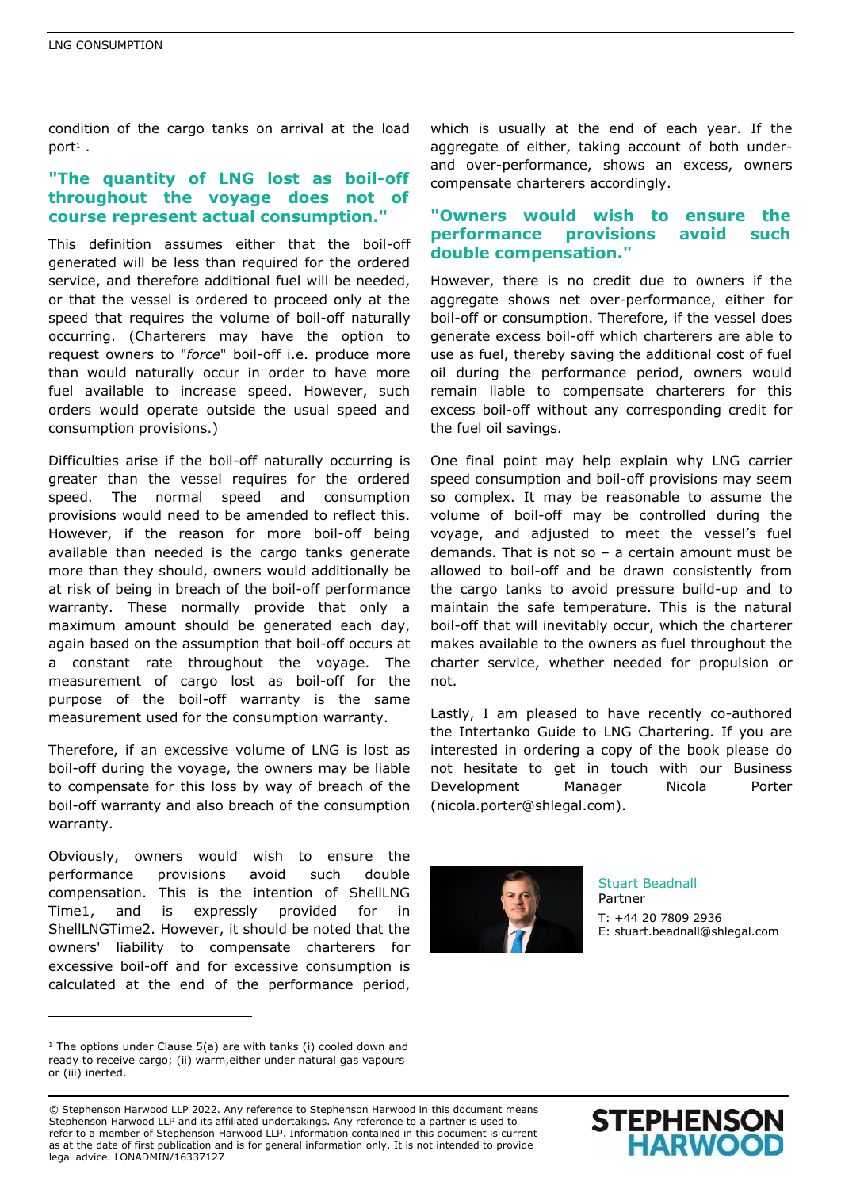condition of the cargo tanks on arrival at the load port[1] .

**"The quantity of LNG lost as boil-off throughout the voyage does not of course represent actual consumption."**

This definition assumes either that the boil-off generated will be less than required for the ordered service, and therefore additional fuel will be needed, or that the vessel is ordered to proceed only at the speed that requires the volume of boil-off naturally occurring. (Charterers may have the option to request owners to "*force*" boil-off i.e. produce more than would naturally occur in order to have more fuel available to increase speed. However, such orders would operate outside the usual speed and consumption provisions.)

Difficulties arise if the boil-off naturally occurring is greater than the vessel requires for the ordered speed. The normal speed and consumption provisions would need to be amended to reflect this. However, if the reason for more boil-off being available than needed is the cargo tanks generate more than they should, owners would additionally be at risk of being in breach of the boil-off performance warranty. These normally provide that only a maximum amount should be generated each day, again based on the assumption that boil-off occurs at a constant rate throughout the voyage. The measurement of cargo lost as boil-off for the purpose of the boil-off warranty is the same measurement used for the consumption warranty.

Therefore, if an excessive volume of LNG is lost as boil-off during the voyage, the owners may be liable to compensate for this loss by way of breach of the boil-off warranty and also breach of the consumption warranty.

Obviously, owners would wish to ensure the performance provisions avoid such double compensation. This is the intention of ShellLNG Time1, and is expressly provided for in ShellLNGTime2. However, it should be noted that the owners' liability to compensate charterers for excessive boil-off and for excessive consumption is calculated at the end of the performance period, which is usually at the end of each year. If the aggregate of either, taking account of both under- and over-performance, shows an excess, owners compensate charterers accordingly.

**"Owners would wish to ensure the performance provisions avoid such double compensation."**

However, there is no credit due to owners if the aggregate shows net over-performance, either for boil-off or consumption. Therefore, if the vessel does generate excess boil-off which charterers are able to use as fuel, thereby saving the additional cost of fuel oil during the performance period, owners would remain liable to compensate charterers for this excess boil-off without any corresponding credit for the fuel oil savings.

One final point may help explain why LNG carrier speed consumption and boil-off provisions may seem so complex. It may be reasonable to assume the volume of boil-off may be controlled during the voyage, and adjusted to meet the vessel's fuel demands. That is not so – a certain amount must be allowed to boil-off and be drawn consistently from the cargo tanks to avoid pressure build-up and to maintain the safe temperature. This is the natural boil-off that will inevitably occur, which the charterer makes available to the owners as fuel throughout the charter service, whether needed for propulsion or not.

Lastly, I am pleased to have recently co-authored the Intertanko Guide to LNG Chartering. If you are interested in ordering a copy of the book please do not hesitate to get in touch with our Business Development Manager Nicola Porter (nicola.porter@shlegal.com).

Stuart Beadnall
Partner
T: +44 20 7809 2936
E: stuart.beadnall@shlegal.com

[1] The options under Clause 5(a) are with tanks (i) cooled down and ready to receive cargo; (ii) warm,either under natural gas vapours or (iii) inerted.

© Stephenson Harwood LLP 2022. Any reference to Stephenson Harwood in this document means Stephenson Harwood LLP and its affiliated undertakings. Any reference to a partner is used to refer to a member of Stephenson Harwood LLP. Information contained in this document is current as at the date of first publication and is for general information only. It is not intended to provide legal advice. LONADMIN/16337127